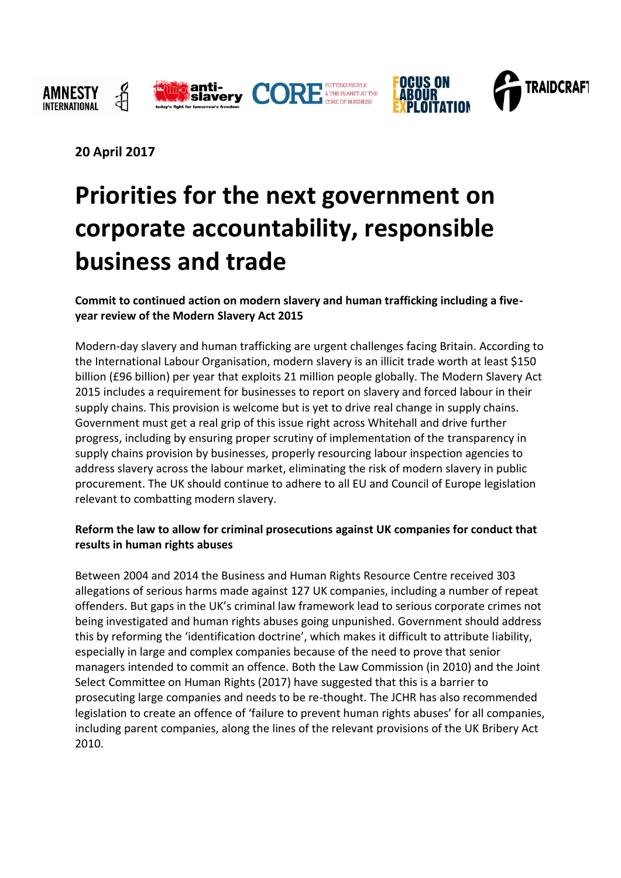**20 April 2017**

# Priorities for the next government on corporate accountability, responsible business and trade

**Commit to continued action on modern slavery and human trafficking including a five-year review of the Modern Slavery Act 2015**

Modern-day slavery and human trafficking are urgent challenges facing Britain. According to the International Labour Organisation, modern slavery is an illicit trade worth at least $150 billion (£96 billion) per year that exploits 21 million people globally. The Modern Slavery Act 2015 includes a requirement for businesses to report on slavery and forced labour in their supply chains. This provision is welcome but is yet to drive real change in supply chains. Government must get a real grip of this issue right across Whitehall and drive further progress, including by ensuring proper scrutiny of implementation of the transparency in supply chains provision by businesses, properly resourcing labour inspection agencies to address slavery across the labour market, eliminating the risk of modern slavery in public procurement. The UK should continue to adhere to all EU and Council of Europe legislation relevant to combatting modern slavery.

**Reform the law to allow for criminal prosecutions against UK companies for conduct that results in human rights abuses**

Between 2004 and 2014 the Business and Human Rights Resource Centre received 303 allegations of serious harms made against 127 UK companies, including a number of repeat offenders. But gaps in the UK's criminal law framework lead to serious corporate crimes not being investigated and human rights abuses going unpunished. Government should address this by reforming the 'identification doctrine', which makes it difficult to attribute liability, especially in large and complex companies because of the need to prove that senior managers intended to commit an offence. Both the Law Commission (in 2010) and the Joint Select Committee on Human Rights (2017) have suggested that this is a barrier to prosecuting large companies and needs to be re-thought. The JCHR has also recommended legislation to create an offence of 'failure to prevent human rights abuses' for all companies, including parent companies, along the lines of the relevant provisions of the UK Bribery Act 2010.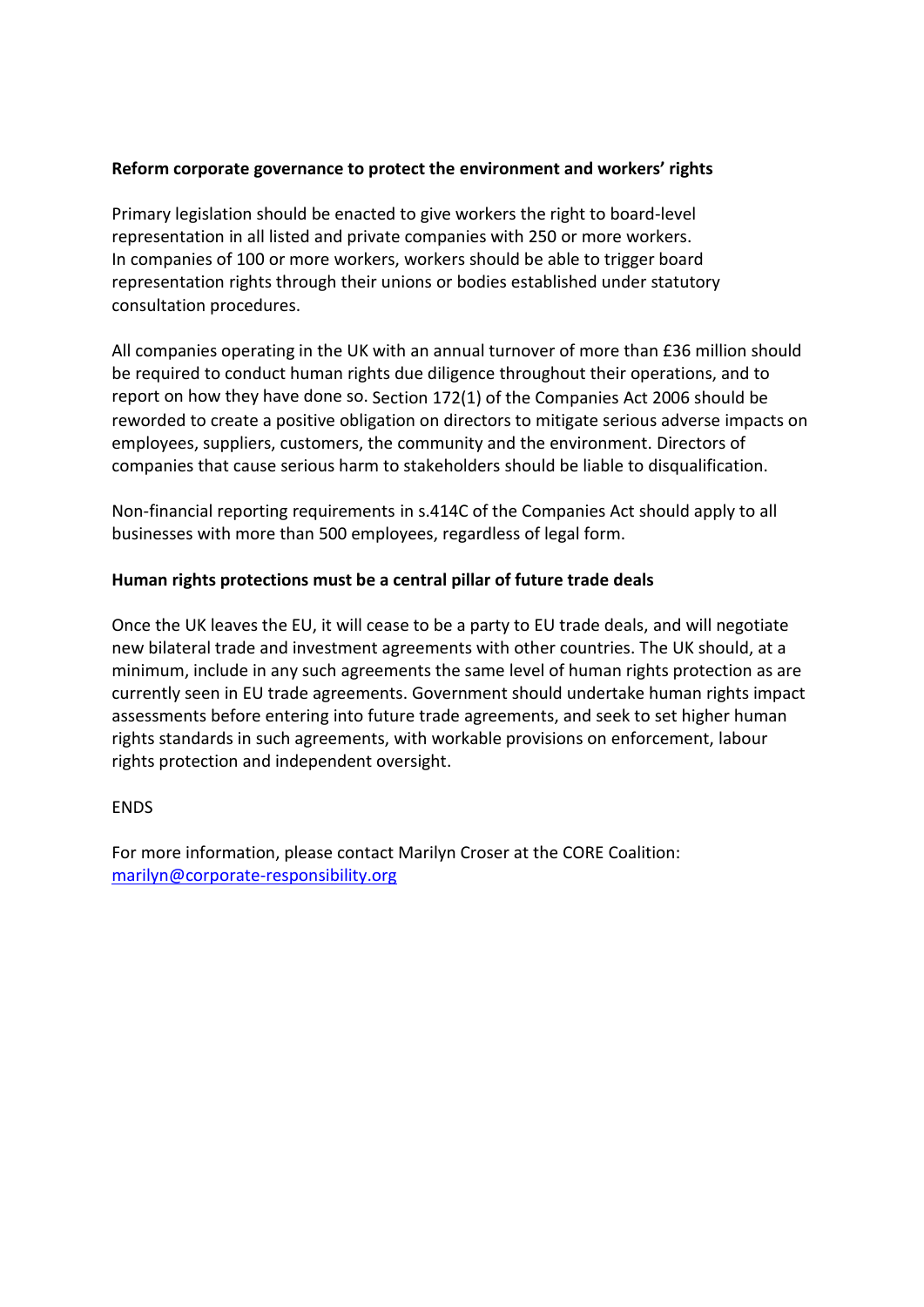**Reform corporate governance to protect the environment and workers' rights**

Primary legislation should be enacted to give workers the right to board-level representation in all listed and private companies with 250 or more workers. In companies of 100 or more workers, workers should be able to trigger board representation rights through their unions or bodies established under statutory consultation procedures.

All companies operating in the UK with an annual turnover of more than £36 million should be required to conduct human rights due diligence throughout their operations, and to report on how they have done so. Section 172(1) of the Companies Act 2006 should be reworded to create a positive obligation on directors to mitigate serious adverse impacts on employees, suppliers, customers, the community and the environment. Directors of companies that cause serious harm to stakeholders should be liable to disqualification.

Non-financial reporting requirements in s.414C of the Companies Act should apply to all businesses with more than 500 employees, regardless of legal form.

**Human rights protections must be a central pillar of future trade deals**

Once the UK leaves the EU, it will cease to be a party to EU trade deals, and will negotiate new bilateral trade and investment agreements with other countries. The UK should, at a minimum, include in any such agreements the same level of human rights protection as are currently seen in EU trade agreements. Government should undertake human rights impact assessments before entering into future trade agreements, and seek to set higher human rights standards in such agreements, with workable provisions on enforcement, labour rights protection and independent oversight.

ENDS

For more information, please contact Marilyn Croser at the CORE Coalition: marilyn@corporate-responsibility.org